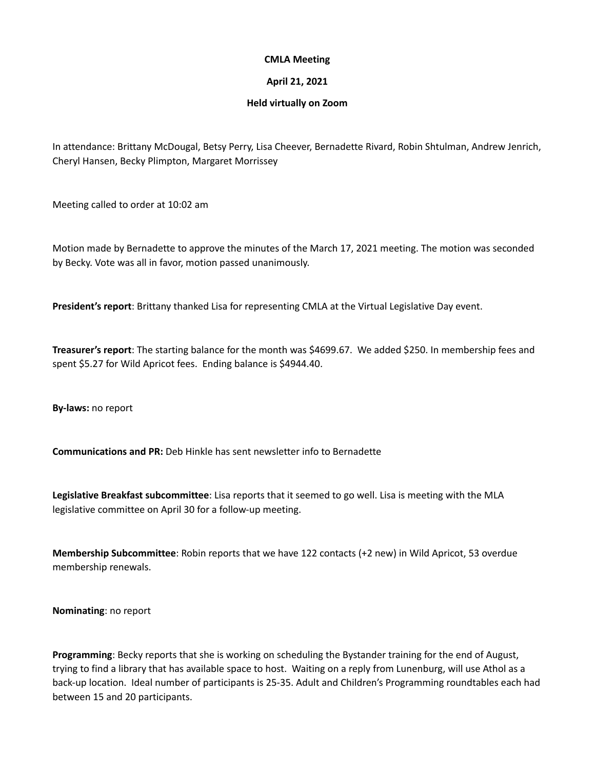**CMLA Meeting**

**April 21, 2021**

**Held virtually on Zoom**

In attendance: Brittany McDougal, Betsy Perry, Lisa Cheever, Bernadette Rivard, Robin Shtulman, Andrew Jenrich, Cheryl Hansen, Becky Plimpton, Margaret Morrissey

Meeting called to order at 10:02 am

Motion made by Bernadette to approve the minutes of the March 17, 2021 meeting. The motion was seconded by Becky. Vote was all in favor, motion passed unanimously.

**President's report**: Brittany thanked Lisa for representing CMLA at the Virtual Legislative Day event.

**Treasurer's report**: The starting balance for the month was $4699.67. We added $250. In membership fees and spent $5.27 for Wild Apricot fees. Ending balance is $4944.40.

**By-laws:** no report

**Communications and PR:** Deb Hinkle has sent newsletter info to Bernadette

**Legislative Breakfast subcommittee**: Lisa reports that it seemed to go well. Lisa is meeting with the MLA legislative committee on April 30 for a follow-up meeting.

**Membership Subcommittee**: Robin reports that we have 122 contacts (+2 new) in Wild Apricot, 53 overdue membership renewals.

**Nominating**: no report

**Programming**: Becky reports that she is working on scheduling the Bystander training for the end of August, trying to find a library that has available space to host. Waiting on a reply from Lunenburg, will use Athol as a back-up location. Ideal number of participants is 25-35. Adult and Children's Programming roundtables each had between 15 and 20 participants.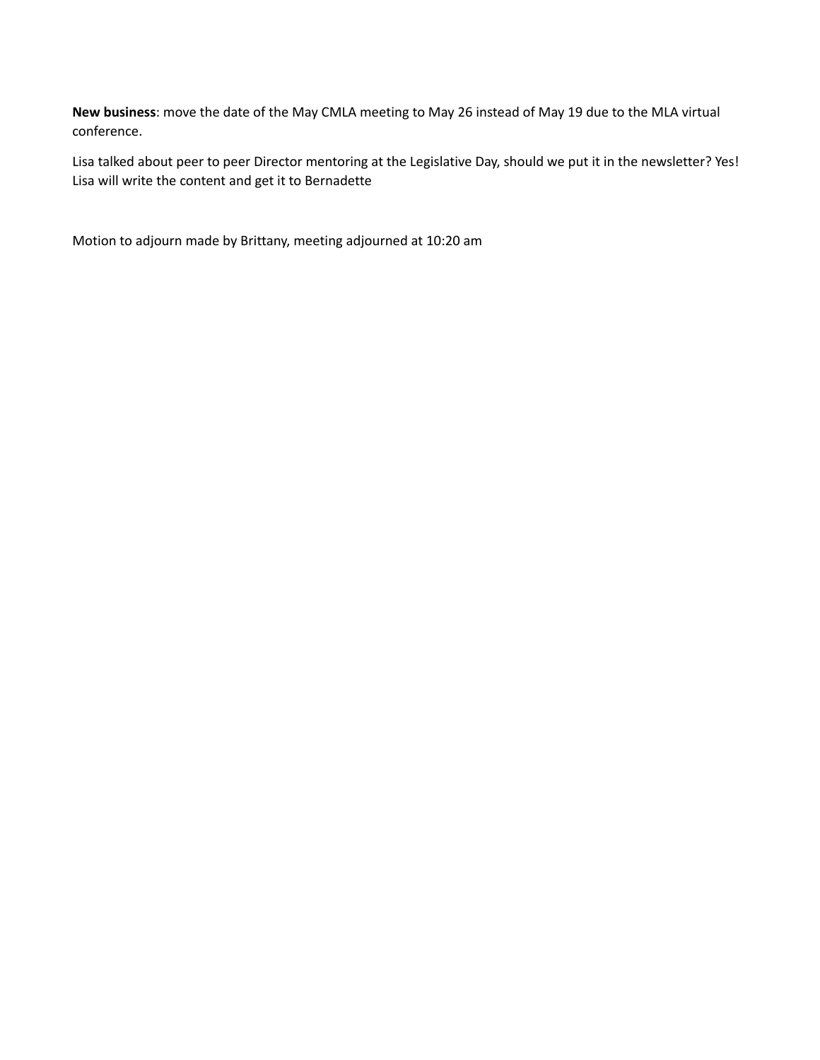**New business**: move the date of the May CMLA meeting to May 26 instead of May 19 due to the MLA virtual conference.

Lisa talked about peer to peer Director mentoring at the Legislative Day, should we put it in the newsletter? Yes! Lisa will write the content and get it to Bernadette

Motion to adjourn made by Brittany, meeting adjourned at 10:20 am